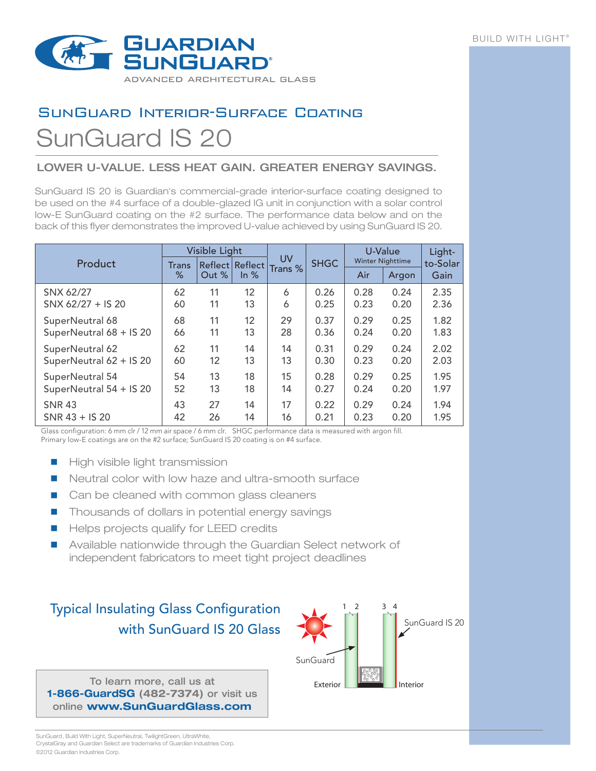# Guardian SunGuard®

ADVANCED ARCHITECTURAL GLASS

BUILD WITH LIGHT®

## SunGuard Interior-Surface Coating

# SunGuard IS 20

### LOWER U-VALUE. LESS HEAT GAIN. GREATER ENERGY SAVINGS.

SunGuard IS 20 is Guardian's commercial-grade interior-surface coating designed to be used on the #4 surface of a double-glazed IG unit in conjunction with a solar control low-E SunGuard coating on the #2 surface. The performance data below and on the back of this flyer demonstrates the improved U-value achieved by using SunGuard IS 20.

| Product | Visible Light | | | UV Trans % | SHGC | U-Value Winter Nighttime | | Light-to-Solar Gain |
|---|---|---|---|---|---|---|---|---|
| | Trans % | Reflect Out % | Reflect In % | | | Air | Argon | |
| SNX 62/27 | 62 | 11 | 12 | 6 | 0.26 | 0.28 | 0.24 | 2.35 |
| SNX 62/27 + IS 20 | 60 | 11 | 13 | 6 | 0.25 | 0.23 | 0.20 | 2.36 |
| SuperNeutral 68 | 68 | 11 | 12 | 29 | 0.37 | 0.29 | 0.25 | 1.82 |
| SuperNeutral 68 + IS 20 | 66 | 11 | 13 | 28 | 0.36 | 0.24 | 0.20 | 1.83 |
| SuperNeutral 62 | 62 | 11 | 14 | 14 | 0.31 | 0.29 | 0.24 | 2.02 |
| SuperNeutral 62 + IS 20 | 60 | 12 | 13 | 13 | 0.30 | 0.23 | 0.20 | 2.03 |
| SuperNeutral 54 | 54 | 13 | 18 | 15 | 0.28 | 0.29 | 0.25 | 1.95 |
| SuperNeutral 54 + IS 20 | 52 | 13 | 18 | 14 | 0.27 | 0.24 | 0.20 | 1.97 |
| SNR 43 | 43 | 27 | 14 | 17 | 0.22 | 0.29 | 0.24 | 1.94 |
| SNR 43 + IS 20 | 42 | 26 | 14 | 16 | 0.21 | 0.23 | 0.20 | 1.95 |

Glass configuration: 6 mm clr / 12 mm air space / 6 mm clr. SHGC performance data is measured with argon fill.
Primary low-E coatings are on the #2 surface; SunGuard IS 20 coating is on #4 surface.

- High visible light transmission
- Neutral color with low haze and ultra-smooth surface
- Can be cleaned with common glass cleaners
- Thousands of dollars in potential energy savings
- Helps projects qualify for LEED credits
- Available nationwide through the Guardian Select network of independent fabricators to meet tight project deadlines

## Typical Insulating Glass Configuration with SunGuard IS 20 Glass

1 2 3 4

SunGuard IS 20

SunGuard

Exterior

Interior

To learn more, call us at **1-866-GuardSG (482-7374)** or visit us online **www.SunGuardGlass.com**

SunGuard, Build With Light, SuperNeutral, TwilightGreen, UltraWhite, CrystalGray and Guardian Select are trademarks of Guardian Industries Corp.
©2012 Guardian Industries Corp.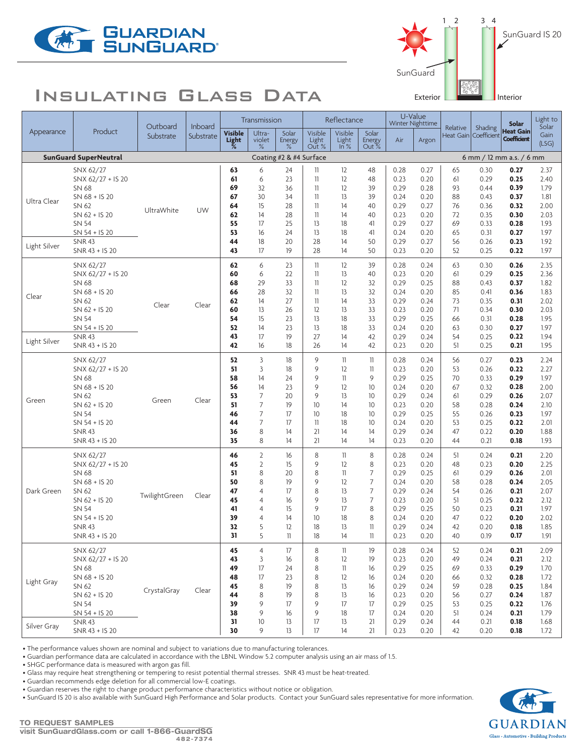# Insulating Glass Data

1 2 3 4
SunGuard IS 20
SunGuard
Exterior
Interior

| Appearance | Product | Outboard Substrate | Inboard Substrate | Transmission | | | Reflectance | | | U-Value Winter Nighttime | | Relative Heat Gain | Shading Coefficient | Solar Heat Gain Coefficient | Light to Solar Gain (LSG) |
|---|---|---|---|---|---|---|---|---|---|---|---|---|---|---|---|
| | | | | Visible Light % | Ultra-violet % | Solar Energy % | Visible Light Out % | Visible Light In % | Solar Energy Out % | Air | Argon | | | | |
| **SunGuard SuperNeutral** | | | | Coating #2 & #4 Surface | | | | | | 6 mm / 12 mm a.s. / 6 mm | | | | | |
| Ultra Clear | SNX 62/27 | UltraWhite | UW | **63** | 6 | 24 | 11 | 12 | 48 | 0.28 | 0.27 | 65 | 0.30 | **0.27** | 2.37 |
| | SNX 62/27 + IS 20 | | | **61** | 6 | 23 | 11 | 12 | 48 | 0.23 | 0.20 | 61 | 0.29 | **0.25** | 2.40 |
| | SN 68 | | | **69** | 32 | 36 | 11 | 12 | 39 | 0.29 | 0.28 | 93 | 0.44 | **0.39** | 1.79 |
| | SN 68 + IS 20 | | | **67** | 30 | 34 | 11 | 13 | 39 | 0.24 | 0.20 | 88 | 0.43 | **0.37** | 1.81 |
| | SN 62 | | | **64** | 15 | 28 | 11 | 14 | 40 | 0.29 | 0.27 | 76 | 0.36 | **0.32** | 2.00 |
| | SN 62 + IS 20 | | | **62** | 14 | 28 | 11 | 14 | 40 | 0.23 | 0.20 | 72 | 0.35 | **0.30** | 2.03 |
| | SN 54 | | | **55** | 17 | 25 | 13 | 18 | 41 | 0.29 | 0.27 | 69 | 0.33 | **0.28** | 1.93 |
| | SN 54 + IS 20 | | | **53** | 16 | 24 | 13 | 18 | 41 | 0.24 | 0.20 | 65 | 0.31 | **0.27** | 1.97 |
| Light Silver | SNR 43 | | | **44** | 18 | 20 | 28 | 14 | 50 | 0.29 | 0.27 | 56 | 0.26 | **0.23** | 1.92 |
| | SNR 43 + IS 20 | | | **43** | 17 | 19 | 28 | 14 | 50 | 0.23 | 0.20 | 52 | 0.25 | **0.22** | 1.97 |
| Clear | SNX 62/27 | Clear | Clear | **62** | 6 | 23 | 11 | 12 | 39 | 0.28 | 0.24 | 63 | 0.30 | **0.26** | 2.35 |
| | SNX 62/27 + IS 20 | | | **60** | 6 | 22 | 11 | 13 | 40 | 0.23 | 0.20 | 61 | 0.29 | **0.25** | 2.36 |
| | SN 68 | | | **68** | 29 | 33 | 11 | 12 | 32 | 0.29 | 0.25 | 88 | 0.43 | **0.37** | 1.82 |
| | SN 68 + IS 20 | | | **66** | 28 | 32 | 11 | 13 | 32 | 0.24 | 0.20 | 85 | 0.41 | **0.36** | 1.83 |
| | SN 62 | | | **62** | 14 | 27 | 11 | 14 | 33 | 0.29 | 0.24 | 73 | 0.35 | **0.31** | 2.02 |
| | SN 62 + IS 20 | | | **60** | 13 | 26 | 12 | 13 | 33 | 0.23 | 0.20 | 71 | 0.34 | **0.30** | 2.03 |
| | SN 54 | | | **54** | 15 | 23 | 13 | 18 | 33 | 0.29 | 0.25 | 66 | 0.31 | **0.28** | 1.95 |
| | SN 54 + IS 20 | | | **52** | 14 | 23 | 13 | 18 | 33 | 0.24 | 0.20 | 63 | 0.30 | **0.27** | 1.97 |
| Light Silver | SNR 43 | | | **43** | 17 | 19 | 27 | 14 | 42 | 0.29 | 0.24 | 54 | 0.25 | **0.22** | 1.94 |
| | SNR 43 + IS 20 | | | **42** | 16 | 18 | 26 | 14 | 42 | 0.23 | 0.20 | 51 | 0.25 | **0.21** | 1.95 |
| Green | SNX 62/27 | Green | Clear | **52** | 3 | 18 | 9 | 11 | 11 | 0.28 | 0.24 | 56 | 0.27 | **0.23** | 2.24 |
| | SNX 62/27 + IS 20 | | | **51** | 3 | 18 | 9 | 12 | 11 | 0.23 | 0.20 | 53 | 0.26 | **0.22** | 2.27 |
| | SN 68 | | | **58** | 14 | 24 | 9 | 11 | 9 | 0.29 | 0.25 | 70 | 0.33 | **0.29** | 1.97 |
| | SN 68 + IS 20 | | | **56** | 14 | 23 | 9 | 12 | 10 | 0.24 | 0.20 | 67 | 0.32 | **0.28** | 2.00 |
| | SN 62 | | | **53** | 7 | 20 | 9 | 13 | 10 | 0.29 | 0.24 | 61 | 0.29 | **0.26** | 2.07 |
| | SN 62 + IS 20 | | | **51** | 7 | 19 | 10 | 14 | 10 | 0.23 | 0.20 | 58 | 0.28 | **0.24** | 2.10 |
| | SN 54 | | | **46** | 7 | 17 | 10 | 18 | 10 | 0.29 | 0.25 | 55 | 0.26 | **0.23** | 1.97 |
| | SN 54 + IS 20 | | | **44** | 7 | 17 | 11 | 18 | 10 | 0.24 | 0.20 | 53 | 0.25 | **0.22** | 2.01 |
| | SNR 43 | | | **36** | 8 | 14 | 21 | 14 | 14 | 0.29 | 0.24 | 47 | 0.22 | **0.20** | 1.88 |
| | SNR 43 + IS 20 | | | **35** | 8 | 14 | 21 | 14 | 14 | 0.23 | 0.20 | 44 | 0.21 | **0.18** | 1.93 |
| Dark Green | SNX 62/27 | TwilightGreen | Clear | **46** | 2 | 16 | 8 | 11 | 8 | 0.28 | 0.24 | 51 | 0.24 | **0.21** | 2.20 |
| | SNX 62/27 + IS 20 | | | **45** | 2 | 15 | 9 | 12 | 8 | 0.23 | 0.20 | 48 | 0.23 | **0.20** | 2.25 |
| | SN 68 | | | **51** | 8 | 20 | 8 | 11 | 7 | 0.29 | 0.25 | 61 | 0.29 | **0.26** | 2.01 |
| | SN 68 + IS 20 | | | **50** | 8 | 19 | 9 | 12 | 7 | 0.24 | 0.20 | 58 | 0.28 | **0.24** | 2.05 |
| | SN 62 | | | **47** | 4 | 17 | 8 | 13 | 7 | 0.29 | 0.24 | 54 | 0.26 | **0.21** | 2.07 |
| | SN 62 + IS 20 | | | **45** | 4 | 16 | 9 | 13 | 7 | 0.23 | 0.20 | 51 | 0.25 | **0.22** | 2.12 |
| | SN 54 | | | **41** | 4 | 15 | 9 | 17 | 8 | 0.29 | 0.25 | 50 | 0.23 | **0.21** | 1.97 |
| | SN 54 + IS 20 | | | **39** | 4 | 14 | 10 | 18 | 8 | 0.24 | 0.20 | 47 | 0.22 | **0.20** | 2.02 |
| | SNR 43 | | | **32** | 5 | 12 | 18 | 13 | 11 | 0.29 | 0.24 | 42 | 0.20 | **0.18** | 1.85 |
| | SNR 43 + IS 20 | | | **31** | 5 | 11 | 18 | 14 | 11 | 0.23 | 0.20 | 40 | 0.19 | **0.17** | 1.91 |
| Light Gray | SNX 62/27 | CrystalGray | Clear | **45** | 4 | 17 | 8 | 11 | 19 | 0.28 | 0.24 | 52 | 0.24 | **0.21** | 2.09 |
| | SNX 62/27 + IS 20 | | | **43** | 3 | 16 | 8 | 12 | 19 | 0.23 | 0.20 | 49 | 0.24 | **0.21** | 2.12 |
| | SN 68 | | | **49** | 17 | 24 | 8 | 11 | 16 | 0.29 | 0.25 | 69 | 0.33 | **0.29** | 1.70 |
| | SN 68 + IS 20 | | | **48** | 17 | 23 | 8 | 12 | 16 | 0.24 | 0.20 | 66 | 0.32 | **0.28** | 1.72 |
| | SN 62 | | | **45** | 8 | 19 | 8 | 13 | 16 | 0.29 | 0.24 | 59 | 0.28 | **0.25** | 1.84 |
| | SN 62 + IS 20 | | | **44** | 8 | 19 | 8 | 13 | 16 | 0.23 | 0.20 | 56 | 0.27 | **0.24** | 1.87 |
| | SN 54 | | | **39** | 9 | 17 | 9 | 17 | 17 | 0.29 | 0.25 | 53 | 0.25 | **0.22** | 1.76 |
| | SN 54 + IS 20 | | | **38** | 9 | 16 | 9 | 18 | 17 | 0.24 | 0.20 | 51 | 0.24 | **0.21** | 1.79 |
| Silver Gray | SNR 43 | | | **31** | 10 | 13 | 17 | 13 | 21 | 0.29 | 0.24 | 44 | 0.21 | **0.18** | 1.68 |
| | SNR 43 + IS 20 | | | **30** | 9 | 13 | 17 | 14 | 21 | 0.23 | 0.20 | 42 | 0.20 | **0.18** | 1.72 |

- The performance values shown are nominal and subject to variations due to manufacturing tolerances.
- Guardian performance data are calculated in accordance with the LBNL Window 5.2 computer analysis using an air mass of 1.5.
- SHGC performance data is measured with argon gas fill.
- Glass may require heat strengthening or tempering to resist potential thermal stresses. SNR 43 must be heat-treated.
- Guardian recommends edge deletion for all commercial low-E coatings.
- Guardian reserves the right to change product performance characteristics without notice or obligation.
- SunGuard IS 20 is also available with SunGuard High Performance and Solar products. Contact your SunGuard sales representative for more information.

**TO REQUEST SAMPLES**
visit SunGuardGlass.com or call 1-866-GuardSG
482-7374

GUARDIAN
Glass • Automotive • Building Products